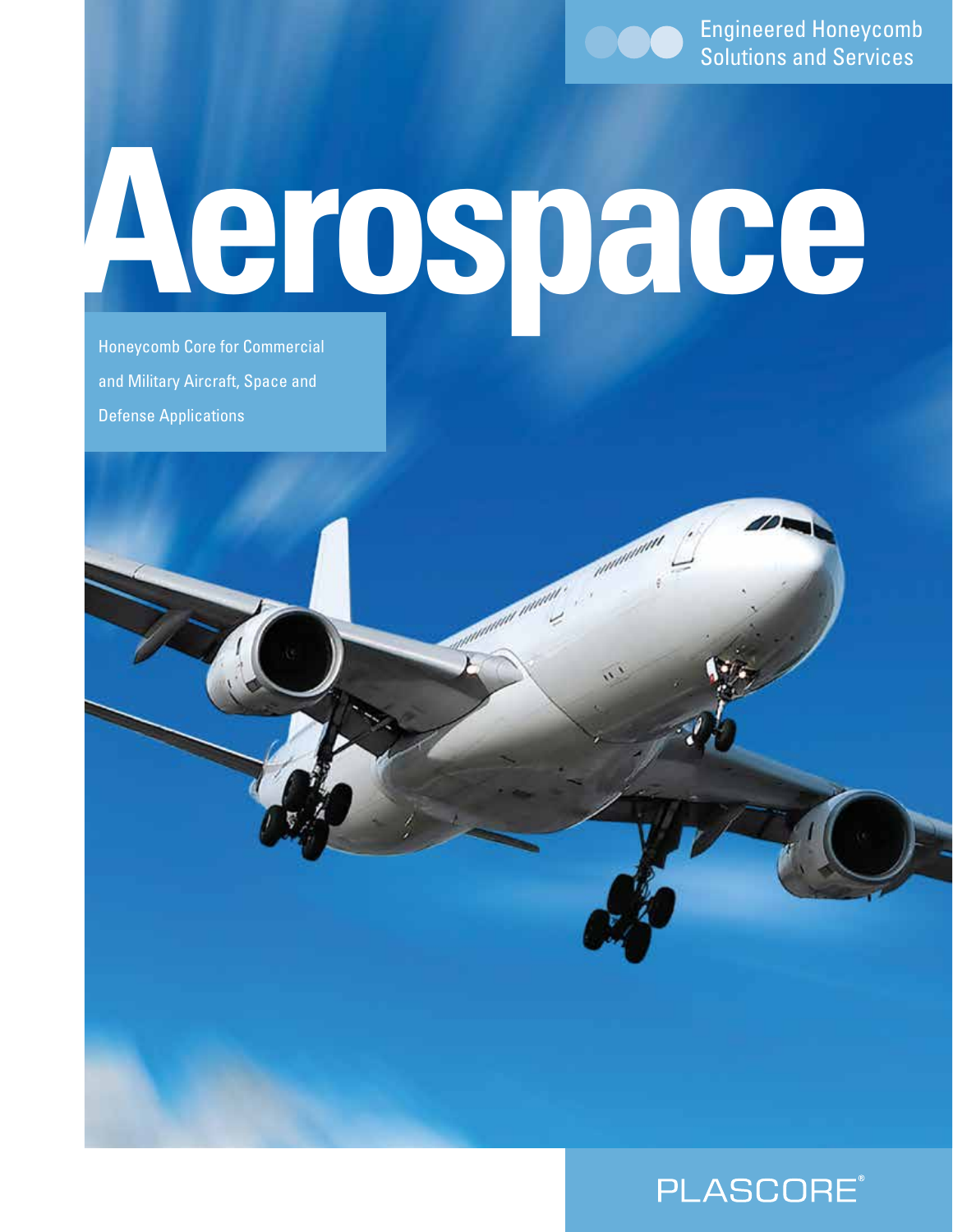Engineered Honeycomb Solutions and Services

# Aerospace

Honeycomb Core for Commercial and Military Aircraft, Space and Defense Applications

PLASCORE®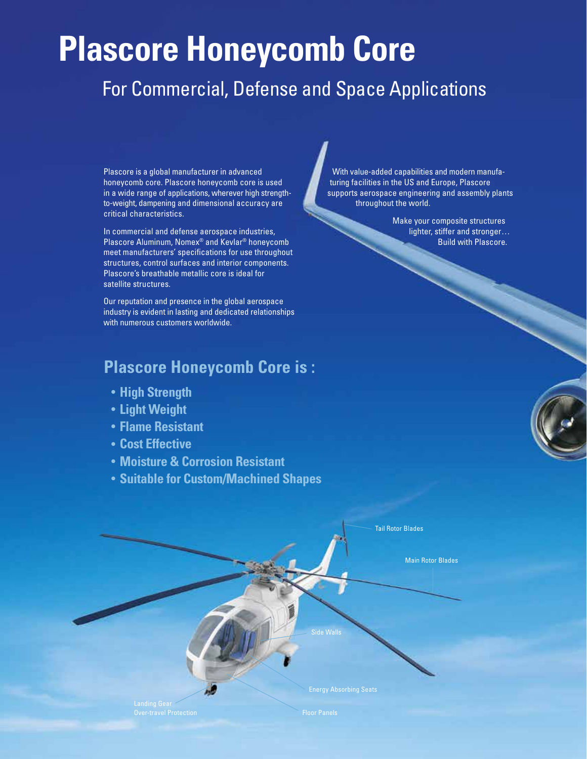# Plascore Honeycomb Core

## For Commercial, Defense and Space Applications

Plascore is a global manufacturer in advanced honeycomb core. Plascore honeycomb core is used in a wide range of applications, wherever high strength-to-weight, dampening and dimensional accuracy are critical characteristics.

In commercial and defense aerospace industries, Plascore Aluminum, Nomex® and Kevlar® honeycomb meet manufacturers' specifications for use throughout structures, control surfaces and interior components. Plascore's breathable metallic core is ideal for satellite structures.

Our reputation and presence in the global aerospace industry is evident in lasting and dedicated relationships with numerous customers worldwide.

With value-added capabilities and modern manufacturing facilities in the US and Europe, Plascore supports aerospace engineering and assembly plants throughout the world.

Make your composite structures lighter, stiffer and stronger… Build with Plascore.

## Plascore Honeycomb Core is :

- **High Strength**
- **Light Weight**
- **Flame Resistant**
- **Cost Effective**
- **Moisture & Corrosion Resistant**
- **Suitable for Custom/Machined Shapes**

Tail Rotor Blades

Main Rotor Blades

Side Walls

Energy Absorbing Seats

Landing Gear Over-travel Protection

Floor Panels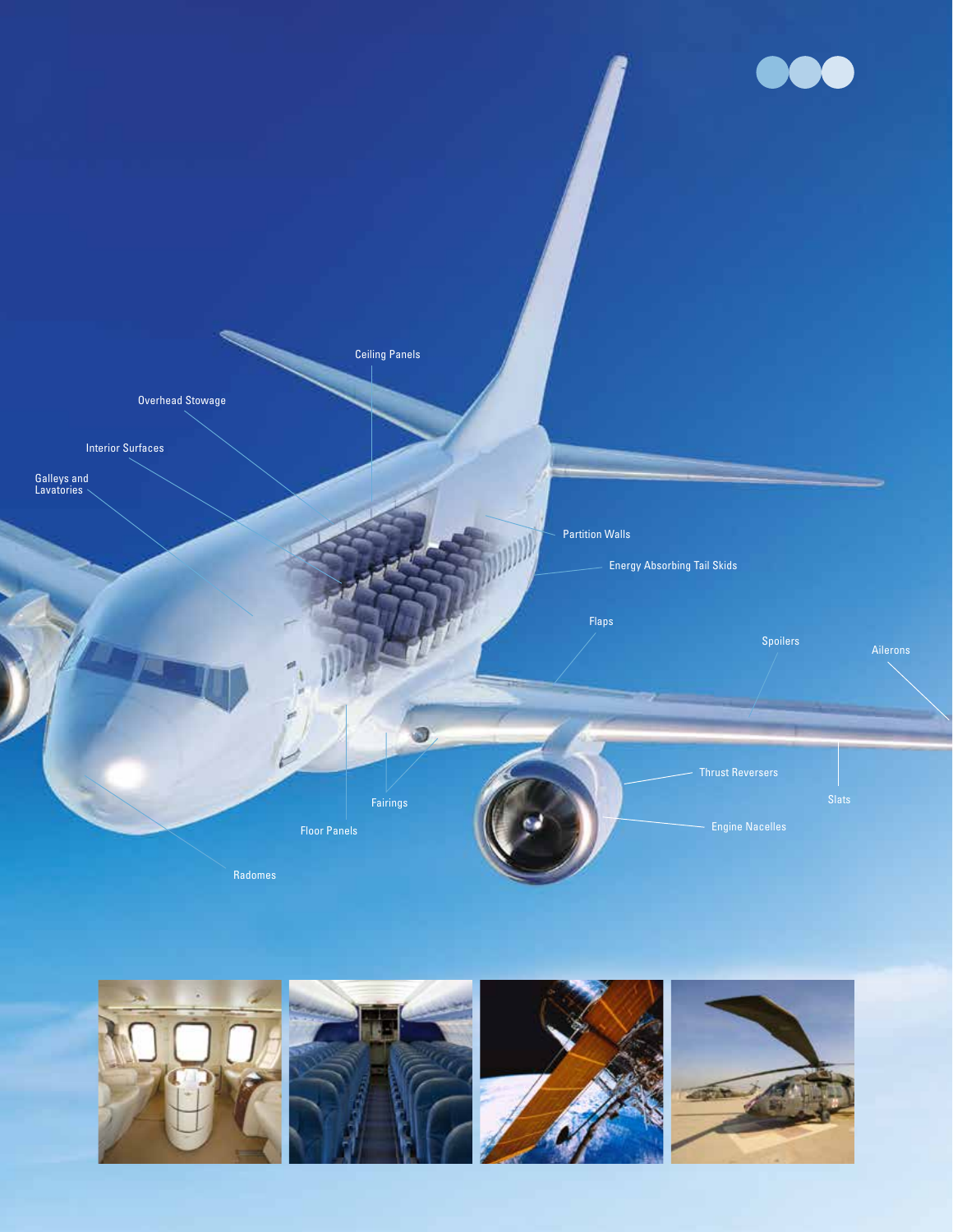Ceiling Panels

Overhead Stowage

Interior Surfaces

Galleys and Lavatories

Partition Walls

Energy Absorbing Tail Skids

Flaps

Spoilers

Ailerons

Thrust Reversers

Slats

Fairings

Engine Nacelles

Floor Panels

Radomes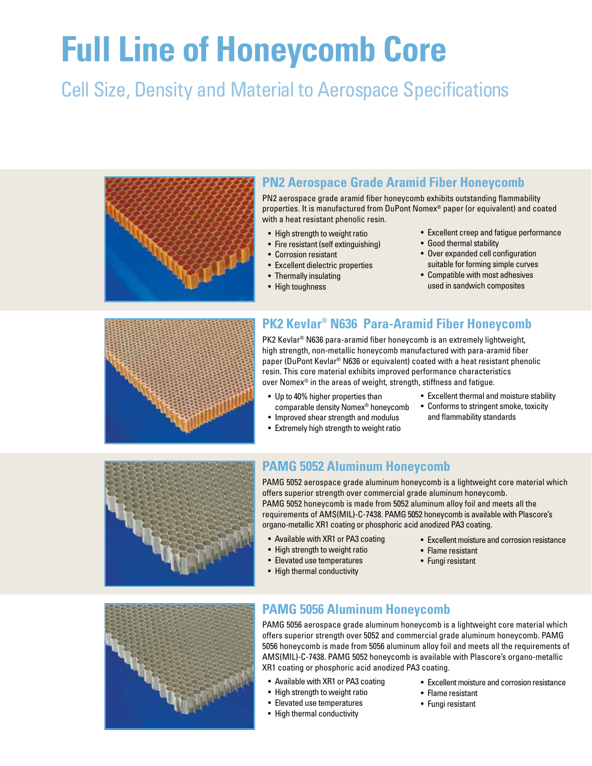# Full Line of Honeycomb Core

Cell Size, Density and Material to Aerospace Specifications

## PN2 Aerospace Grade Aramid Fiber Honeycomb

PN2 aerospace grade aramid fiber honeycomb exhibits outstanding flammability properties. It is manufactured from DuPont Nomex® paper (or equivalent) and coated with a heat resistant phenolic resin.

- High strength to weight ratio
- Fire resistant (self extinguishing)
- Corrosion resistant
- Excellent dielectric properties
- Thermally insulating
- High toughness
- Excellent creep and fatigue performance
- Good thermal stability
- Over expanded cell configuration suitable for forming simple curves
- Compatible with most adhesives used in sandwich composites

## PK2 Kevlar® N636 Para-Aramid Fiber Honeycomb

PK2 Kevlar® N636 para-aramid fiber honeycomb is an extremely lightweight, high strength, non-metallic honeycomb manufactured with para-aramid fiber paper (DuPont Kevlar® N636 or equivalent) coated with a heat resistant phenolic resin. This core material exhibits improved performance characteristics over Nomex® in the areas of weight, strength, stiffness and fatigue.

- Up to 40% higher properties than comparable density Nomex® honeycomb
- Improved shear strength and modulus
- Extremely high strength to weight ratio
- Excellent thermal and moisture stability
- Conforms to stringent smoke, toxicity and flammability standards

## PAMG 5052 Aluminum Honeycomb

PAMG 5052 aerospace grade aluminum honeycomb is a lightweight core material which offers superior strength over commercial grade aluminum honeycomb. PAMG 5052 honeycomb is made from 5052 aluminum alloy foil and meets all the requirements of AMS(MIL)-C-7438. PAMG 5052 honeycomb is available with Plascore's organo-metallic XR1 coating or phosphoric acid anodized PA3 coating.

- Available with XR1 or PA3 coating
- High strength to weight ratio
- Elevated use temperatures
- High thermal conductivity
- Excellent moisture and corrosion resistance
- Flame resistant
- Fungi resistant

## PAMG 5056 Aluminum Honeycomb

PAMG 5056 aerospace grade aluminum honeycomb is a lightweight core material which offers superior strength over 5052 and commercial grade aluminum honeycomb. PAMG 5056 honeycomb is made from 5056 aluminum alloy foil and meets all the requirements of AMS(MIL)-C-7438. PAMG 5052 honeycomb is available with Plascore's organo-metallic XR1 coating or phosphoric acid anodized PA3 coating.

- Available with XR1 or PA3 coating
- High strength to weight ratio
- Elevated use temperatures
- High thermal conductivity
- Excellent moisture and corrosion resistance
- Flame resistant
- Fungi resistant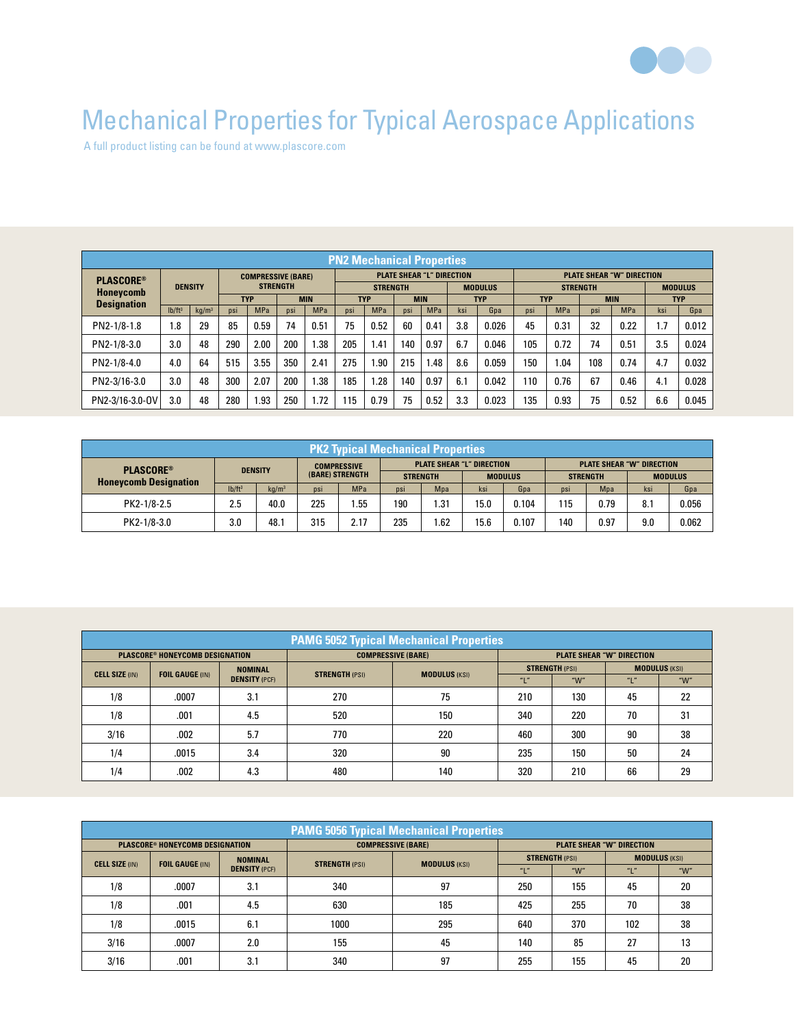# Mechanical Properties for Typical Aerospace Applications

A full product listing can be found at www.plascore.com

| PN2 Mechanical Properties | | | | | | | | | | | | | | | | | | |
|---|---|---|---|---|---|---|---|---|---|---|---|---|---|---|---|---|---|---|
| PLASCORE® Honeycomb Designation | DENSITY | | COMPRESSIVE (BARE) STRENGTH | | | | PLATE SHEAR "L" DIRECTION | | | | | | PLATE SHEAR "W" DIRECTION | | | | | |
| | | | | | | | STRENGTH | | | | MODULUS | | STRENGTH | | | | MODULUS | |
| | | | TYP | | MIN | | TYP | | MIN | | TYP | | TYP | | MIN | | TYP | |
| | lb/ft³ | kg/m³ | psi | MPa | psi | MPa | psi | MPa | psi | MPa | ksi | Gpa | psi | MPa | psi | MPa | ksi | Gpa |
| PN2-1/8-1.8 | 1.8 | 29 | 85 | 0.59 | 74 | 0.51 | 75 | 0.52 | 60 | 0.41 | 3.8 | 0.026 | 45 | 0.31 | 32 | 0.22 | 1.7 | 0.012 |
| PN2-1/8-3.0 | 3.0 | 48 | 290 | 2.00 | 200 | 1.38 | 205 | 1.41 | 140 | 0.97 | 6.7 | 0.046 | 105 | 0.72 | 74 | 0.51 | 3.5 | 0.024 |
| PN2-1/8-4.0 | 4.0 | 64 | 515 | 3.55 | 350 | 2.41 | 275 | 1.90 | 215 | 1.48 | 8.6 | 0.059 | 150 | 1.04 | 108 | 0.74 | 4.7 | 0.032 |
| PN2-3/16-3.0 | 3.0 | 48 | 300 | 2.07 | 200 | 1.38 | 185 | 1.28 | 140 | 0.97 | 6.1 | 0.042 | 110 | 0.76 | 67 | 0.46 | 4.1 | 0.028 |
| PN2-3/16-3.0-OV | 3.0 | 48 | 280 | 1.93 | 250 | 1.72 | 115 | 0.79 | 75 | 0.52 | 3.3 | 0.023 | 135 | 0.93 | 75 | 0.52 | 6.6 | 0.045 |

| PK2 Typical Mechanical Properties | | | | | | | | | | | | |
|---|---|---|---|---|---|---|---|---|---|---|---|---|
| PLASCORE® Honeycomb Designation | DENSITY | | COMPRESSIVE (BARE) STRENGTH | | PLATE SHEAR "L" DIRECTION | | | | PLATE SHEAR "W" DIRECTION | | | |
| | | | | | STRENGTH | | MODULUS | | STRENGTH | | MODULUS | |
| | lb/ft³ | kg/m³ | psi | MPa | psi | Mpa | ksi | Gpa | psi | Mpa | ksi | Gpa |
| PK2-1/8-2.5 | 2.5 | 40.0 | 225 | 1.55 | 190 | 1.31 | 15.0 | 0.104 | 115 | 0.79 | 8.1 | 0.056 |
| PK2-1/8-3.0 | 3.0 | 48.1 | 315 | 2.17 | 235 | 1.62 | 15.6 | 0.107 | 140 | 0.97 | 9.0 | 0.062 |

| PAMG 5052 Typical Mechanical Properties | | | | | | | | |
|---|---|---|---|---|---|---|---|---|
| PLASCORE® HONEYCOMB DESIGNATION | | | COMPRESSIVE (BARE) | | PLATE SHEAR "W" DIRECTION | | | |
| CELL SIZE (IN) | FOIL GAUGE (IN) | NOMINAL DENSITY (PCF) | STRENGTH (PSI) | MODULUS (KSI) | STRENGTH (PSI) | | MODULUS (KSI) | |
| | | | | | "L" | "W" | "L" | "W" |
| 1/8 | .0007 | 3.1 | 270 | 75 | 210 | 130 | 45 | 22 |
| 1/8 | .001 | 4.5 | 520 | 150 | 340 | 220 | 70 | 31 |
| 3/16 | .002 | 5.7 | 770 | 220 | 460 | 300 | 90 | 38 |
| 1/4 | .0015 | 3.4 | 320 | 90 | 235 | 150 | 50 | 24 |
| 1/4 | .002 | 4.3 | 480 | 140 | 320 | 210 | 66 | 29 |

| PAMG 5056 Typical Mechanical Properties | | | | | | | | |
|---|---|---|---|---|---|---|---|---|
| PLASCORE® HONEYCOMB DESIGNATION | | | COMPRESSIVE (BARE) | | PLATE SHEAR "W" DIRECTION | | | |
| CELL SIZE (IN) | FOIL GAUGE (IN) | NOMINAL DENSITY (PCF) | STRENGTH (PSI) | MODULUS (KSI) | STRENGTH (PSI) | | MODULUS (KSI) | |
| | | | | | "L" | "W" | "L" | "W" |
| 1/8 | .0007 | 3.1 | 340 | 97 | 250 | 155 | 45 | 20 |
| 1/8 | .001 | 4.5 | 630 | 185 | 425 | 255 | 70 | 38 |
| 1/8 | .0015 | 6.1 | 1000 | 295 | 640 | 370 | 102 | 38 |
| 3/16 | .0007 | 2.0 | 155 | 45 | 140 | 85 | 27 | 13 |
| 3/16 | .001 | 3.1 | 340 | 97 | 255 | 155 | 45 | 20 |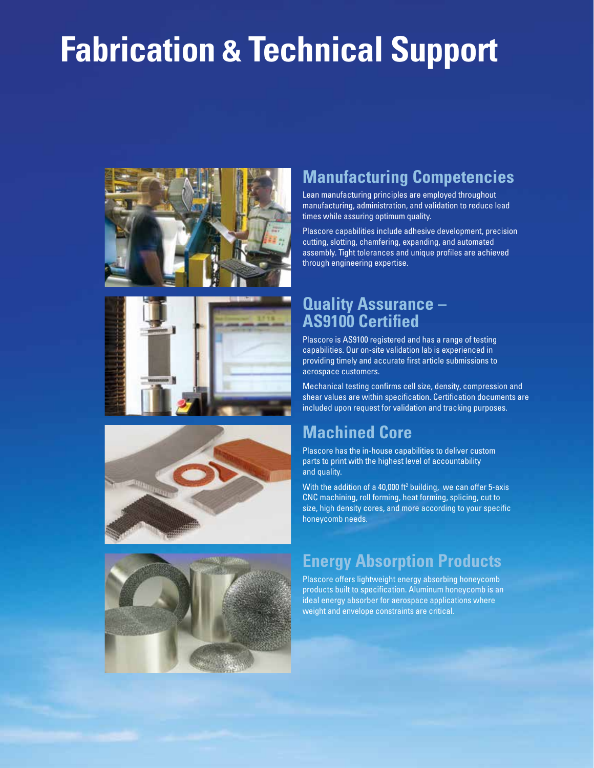# Fabrication & Technical Support

## Manufacturing Competencies

Lean manufacturing principles are employed throughout manufacturing, administration, and validation to reduce lead times while assuring optimum quality.

Plascore capabilities include adhesive development, precision cutting, slotting, chamfering, expanding, and automated assembly. Tight tolerances and unique profiles are achieved through engineering expertise.

## Quality Assurance – AS9100 Certified

Plascore is AS9100 registered and has a range of testing capabilities. Our on-site validation lab is experienced in providing timely and accurate first article submissions to aerospace customers.

Mechanical testing confirms cell size, density, compression and shear values are within specification. Certification documents are included upon request for validation and tracking purposes.

## Machined Core

Plascore has the in-house capabilities to deliver custom parts to print with the highest level of accountability and quality.

With the addition of a 40,000 $ft^2$ building, we can offer 5-axis CNC machining, roll forming, heat forming, splicing, cut to size, high density cores, and more according to your specific honeycomb needs.

## Energy Absorption Products

Plascore offers lightweight energy absorbing honeycomb products built to specification. Aluminum honeycomb is an ideal energy absorber for aerospace applications where weight and envelope constraints are critical.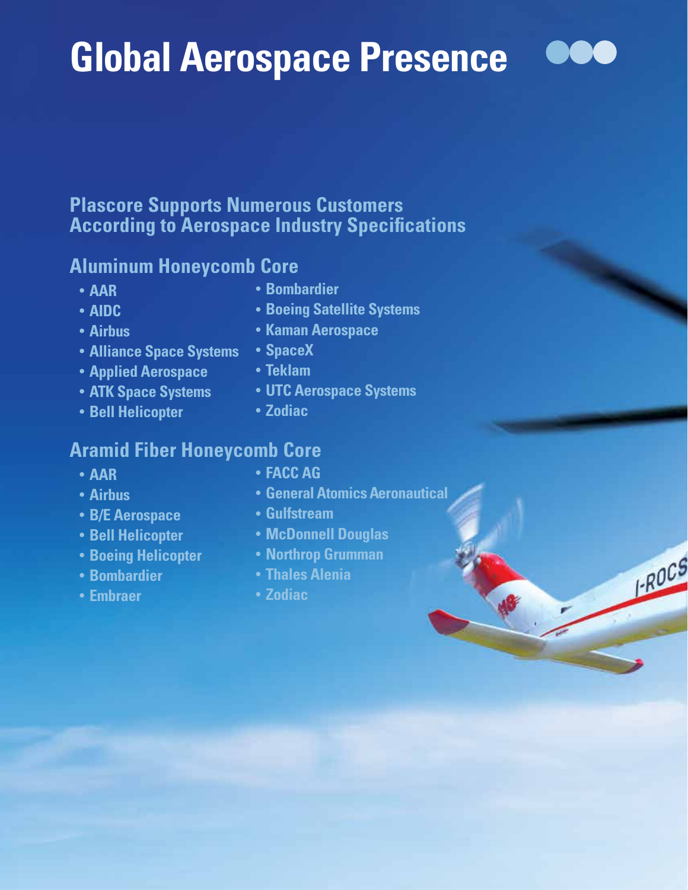# Global Aerospace Presence

## Plascore Supports Numerous Customers According to Aerospace Industry Specifications

### Aluminum Honeycomb Core

- AAR
- AIDC
- Airbus
- Alliance Space Systems
- Applied Aerospace
- ATK Space Systems
- Bell Helicopter
- Bombardier
- Boeing Satellite Systems
- Kaman Aerospace
- SpaceX
- Teklam
- UTC Aerospace Systems
- Zodiac

### Aramid Fiber Honeycomb Core

- AAR
- Airbus
- B/E Aerospace
- Bell Helicopter
- Boeing Helicopter
- Bombardier
- Embraer
- FACC AG
- General Atomics Aeronautical
- Gulfstream
- McDonnell Douglas
- Northrop Grumman
- Thales Alenia
- Zodiac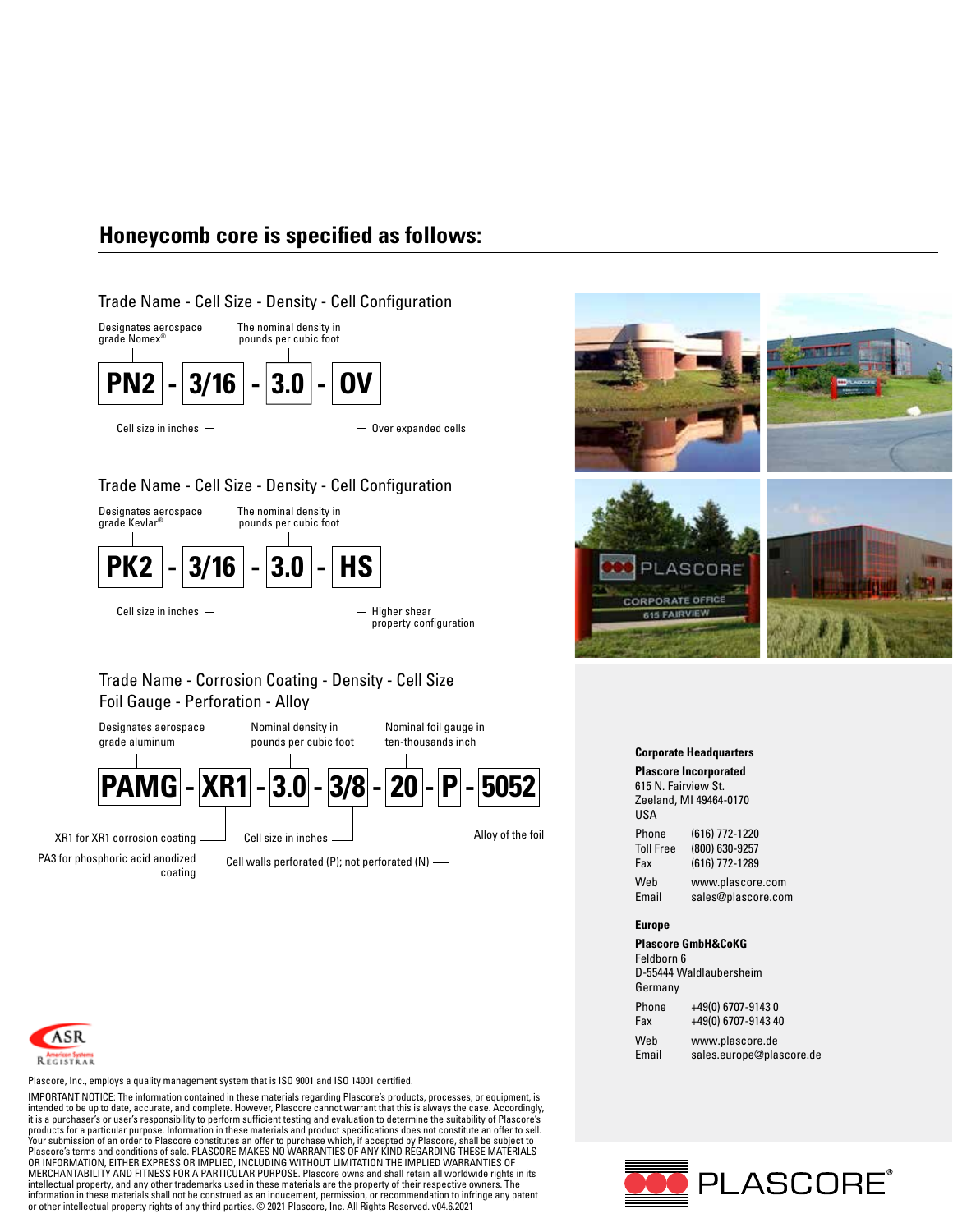## Honeycomb core is specified as follows:

Trade Name - Cell Size - Density - Cell Configuration

Designates aerospace grade Nomex®

The nominal density in pounds per cubic foot

**PN2 - 3/16 - 3.0 - OV**

Cell size in inches

Over expanded cells

Trade Name - Cell Size - Density - Cell Configuration

Designates aerospace grade Kevlar®

The nominal density in pounds per cubic foot

**PK2 - 3/16 - 3.0 - HS**

Cell size in inches

Higher shear property configuration

Trade Name - Corrosion Coating - Density - Cell Size
Foil Gauge - Perforation - Alloy

Designates aerospace grade aluminum

Nominal density in pounds per cubic foot

Nominal foil gauge in ten-thousands inch

**PAMG - XR1 - 3.0 - 3/8 - 20 - P - 5052**

XR1 for XR1 corrosion coating

PA3 for phosphoric acid anodized coating

Cell size in inches

Cell walls perforated (P); not perforated (N)

Alloy of the foil

**Corporate Headquarters**

**Plascore Incorporated**
615 N. Fairview St.
Zeeland, MI 49464-0170
USA

Phone (616) 772-1220
Toll Free (800) 630-9257
Fax (616) 772-1289

Web www.plascore.com
Email sales@plascore.com

**Europe**

**Plascore GmbH&CoKG**
Feldborn 6
D-55444 Waldlaubersheim
Germany

Phone +49(0) 6707-9143 0
Fax +49(0) 6707-9143 40

Web www.plascore.de
Email sales.europe@plascore.de

Plascore, Inc., employs a quality management system that is ISO 9001 and ISO 14001 certified.

IMPORTANT NOTICE: The information contained in these materials regarding Plascore's products, processes, or equipment, is intended to be up to date, accurate, and complete. However, Plascore cannot warrant that this is always the case. Accordingly, it is a purchaser's or user's responsibility to perform sufficient testing and evaluation to determine the suitability of Plascore's products for a particular purpose. Information in these materials and product specifications does not constitute an offer to sell. Your submission of an order to Plascore constitutes an offer to purchase which, if accepted by Plascore, shall be subject to Plascore's terms and conditions of sale. PLASCORE MAKES NO WARRANTIES OF ANY KIND REGARDING THESE MATERIALS OR INFORMATION, EITHER EXPRESS OR IMPLIED, INCLUDING WITHOUT LIMITATION THE IMPLIED WARRANTIES OF MERCHANTABILITY AND FITNESS FOR A PARTICULAR PURPOSE. Plascore owns and shall retain all worldwide rights in its intellectual property, and any other trademarks used in these materials are the property of their respective owners. The information in these materials shall not be construed as an inducement, permission, or recommendation to infringe any patent or other intellectual property rights of any third parties. © 2021 Plascore, Inc. All Rights Reserved. v04.6.2021